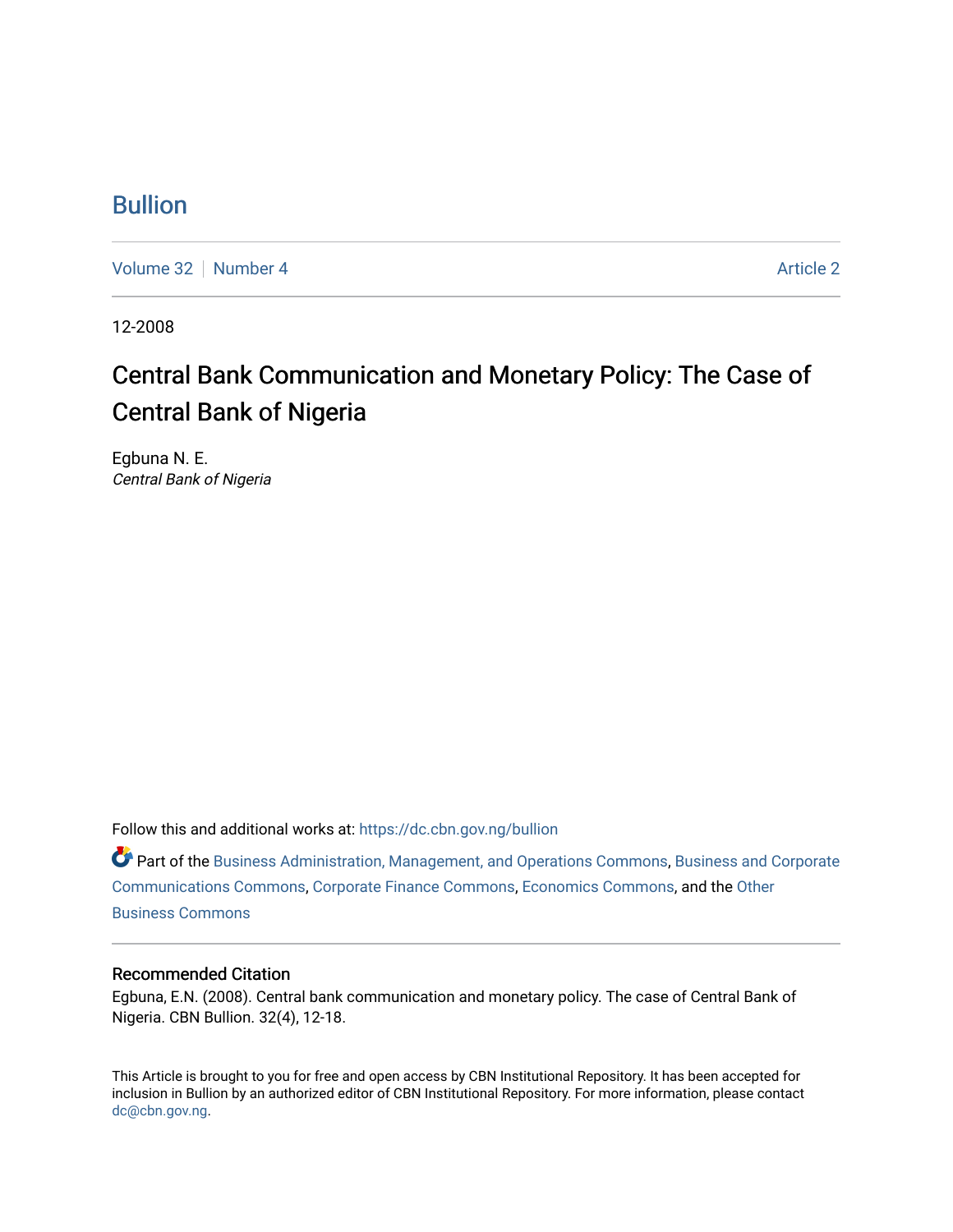# Bullion

Volume 32 | Number 4 | Article 2

12-2008

## Central Bank Communication and Monetary Policy: The Case of Central Bank of Nigeria

Egbuna N. E.
*Central Bank of Nigeria*

Follow this and additional works at: https://dc.cbn.gov.ng/bullion

Part of the Business Administration, Management, and Operations Commons, Business and Corporate Communications Commons, Corporate Finance Commons, Economics Commons, and the Other Business Commons

### Recommended Citation

Egbuna, E.N. (2008). Central bank communication and monetary policy. The case of Central Bank of Nigeria. CBN Bullion. 32(4), 12-18.

This Article is brought to you for free and open access by CBN Institutional Repository. It has been accepted for inclusion in Bullion by an authorized editor of CBN Institutional Repository. For more information, please contact dc@cbn.gov.ng.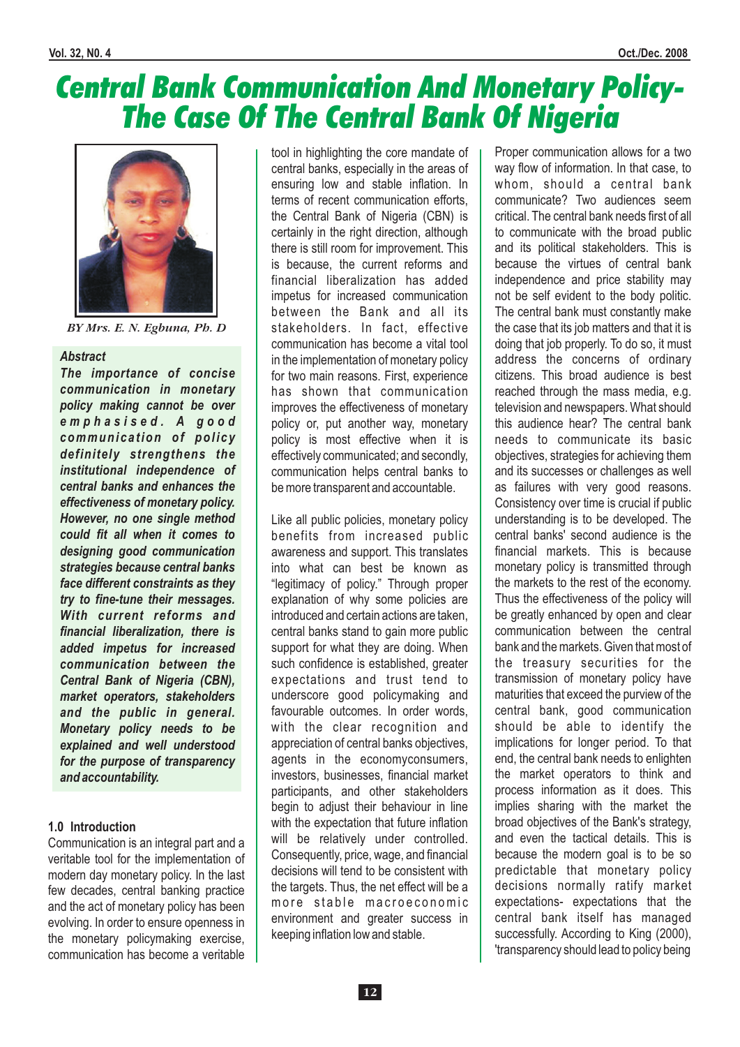# Central Bank Communication And Monetary Policy- The Case Of The Central Bank Of Nigeria

*BY Mrs. E. N. Egbuna, Ph. D*

### Abstract

***The importance of concise communication in monetary policy making cannot be over emphasised. A good communication of policy definitely strengthens the institutional independence of central banks and enhances the effectiveness of monetary policy. However, no one single method could fit all when it comes to designing good communication strategies because central banks face different constraints as they try to fine-tune their messages. With current reforms and financial liberalization, there is added impetus for increased communication between the Central Bank of Nigeria (CBN), market operators, stakeholders and the public in general. Monetary policy needs to be explained and well understood for the purpose of transparency and accountability.***

## 1.0 Introduction

Communication is an integral part and a veritable tool for the implementation of modern day monetary policy. In the last few decades, central banking practice and the act of monetary policy has been evolving. In order to ensure openness in the monetary policymaking exercise, communication has become a veritable tool in highlighting the core mandate of central banks, especially in the areas of ensuring low and stable inflation. In terms of recent communication efforts, the Central Bank of Nigeria (CBN) is certainly in the right direction, although there is still room for improvement. This is because, the current reforms and financial liberalization has added impetus for increased communication between the Bank and all its stakeholders. In fact, effective communication has become a vital tool in the implementation of monetary policy for two main reasons. First, experience has shown that communication improves the effectiveness of monetary policy or, put another way, monetary policy is most effective when it is effectively communicated; and secondly, communication helps central banks to be more transparent and accountable.

Like all public policies, monetary policy benefits from increased public awareness and support. This translates into what can best be known as "legitimacy of policy." Through proper explanation of why some policies are introduced and certain actions are taken, central banks stand to gain more public support for what they are doing. When such confidence is established, greater expectations and trust tend to underscore good policymaking and favourable outcomes. In order words, with the clear recognition and appreciation of central banks objectives, agents in the economyconsumers, investors, businesses, financial market participants, and other stakeholders begin to adjust their behaviour in line with the expectation that future inflation will be relatively under controlled. Consequently, price, wage, and financial decisions will tend to be consistent with the targets. Thus, the net effect will be a more stable macroeconomic environment and greater success in keeping inflation low and stable.

Proper communication allows for a two way flow of information. In that case, to whom, should a central bank communicate? Two audiences seem critical. The central bank needs first of all to communicate with the broad public and its political stakeholders. This is because the virtues of central bank independence and price stability may not be self evident to the body politic. The central bank must constantly make the case that its job matters and that it is doing that job properly. To do so, it must address the concerns of ordinary citizens. This broad audience is best reached through the mass media, e.g. television and newspapers. What should this audience hear? The central bank needs to communicate its basic objectives, strategies for achieving them and its successes or challenges as well as failures with very good reasons. Consistency over time is crucial if public understanding is to be developed. The central banks' second audience is the financial markets. This is because monetary policy is transmitted through the markets to the rest of the economy. Thus the effectiveness of the policy will be greatly enhanced by open and clear communication between the central bank and the markets. Given that most of the treasury securities for the transmission of monetary policy have maturities that exceed the purview of the central bank, good communication should be able to identify the implications for longer period. To that end, the central bank needs to enlighten the market operators to think and process information as it does. This implies sharing with the market the broad objectives of the Bank's strategy, and even the tactical details. This is because the modern goal is to be so predictable that monetary policy decisions normally ratify market expectations- expectations that the central bank itself has managed successfully. According to King (2000), 'transparency should lead to policy being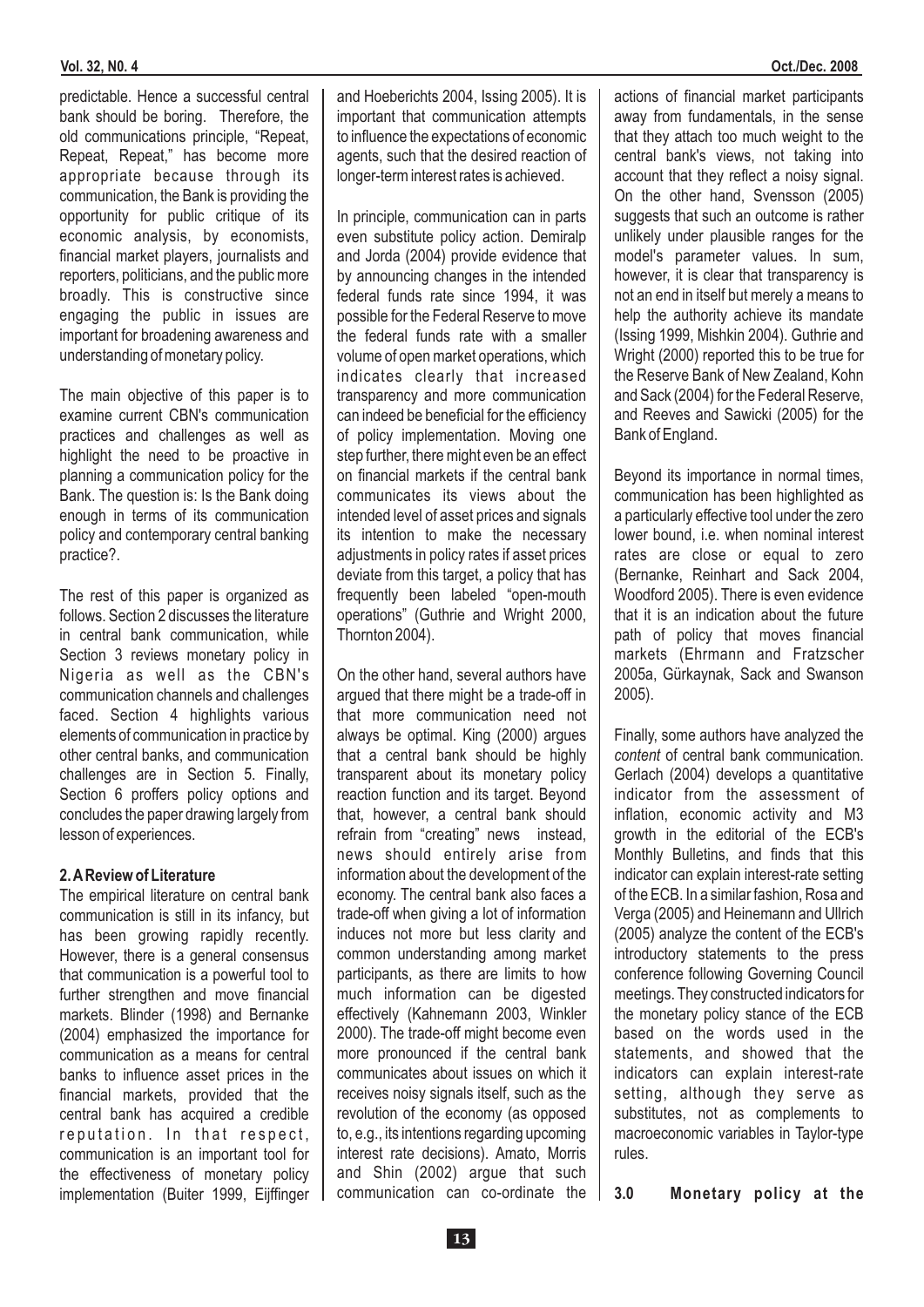predictable. Hence a successful central bank should be boring. Therefore, the old communications principle, "Repeat, Repeat, Repeat," has become more appropriate because through its communication, the Bank is providing the opportunity for public critique of its economic analysis, by economists, financial market players, journalists and reporters, politicians, and the public more broadly. This is constructive since engaging the public in issues are important for broadening awareness and understanding of monetary policy.

The main objective of this paper is to examine current CBN's communication practices and challenges as well as highlight the need to be proactive in planning a communication policy for the Bank. The question is: Is the Bank doing enough in terms of its communication policy and contemporary central banking practice?.

The rest of this paper is organized as follows. Section 2 discusses the literature in central bank communication, while Section 3 reviews monetary policy in Nigeria as well as the CBN's communication channels and challenges faced. Section 4 highlights various elements of communication in practice by other central banks, and communication challenges are in Section 5. Finally, Section 6 proffers policy options and concludes the paper drawing largely from lesson of experiences.

## 2. A Review of Literature

The empirical literature on central bank communication is still in its infancy, but has been growing rapidly recently. However, there is a general consensus that communication is a powerful tool to further strengthen and move financial markets. Blinder (1998) and Bernanke (2004) emphasized the importance for communication as a means for central banks to influence asset prices in the financial markets, provided that the central bank has acquired a credible reputation. In that respect, communication is an important tool for the effectiveness of monetary policy implementation (Buiter 1999, Eijffinger and Hoeberichts 2004, Issing 2005). It is important that communication attempts to influence the expectations of economic agents, such that the desired reaction of longer-term interest rates is achieved.

In principle, communication can in parts even substitute policy action. Demiralp and Jorda (2004) provide evidence that by announcing changes in the intended federal funds rate since 1994, it was possible for the Federal Reserve to move the federal funds rate with a smaller volume of open market operations, which indicates clearly that increased transparency and more communication can indeed be beneficial for the efficiency of policy implementation. Moving one step further, there might even be an effect on financial markets if the central bank communicates its views about the intended level of asset prices and signals its intention to make the necessary adjustments in policy rates if asset prices deviate from this target, a policy that has frequently been labeled "open-mouth operations" (Guthrie and Wright 2000, Thornton 2004).

On the other hand, several authors have argued that there might be a trade-off in that more communication need not always be optimal. King (2000) argues that a central bank should be highly transparent about its monetary policy reaction function and its target. Beyond that, however, a central bank should refrain from "creating" news instead, news should entirely arise from information about the development of the economy. The central bank also faces a trade-off when giving a lot of information induces not more but less clarity and common understanding among market participants, as there are limits to how much information can be digested effectively (Kahnemann 2003, Winkler 2000). The trade-off might become even more pronounced if the central bank communicates about issues on which it receives noisy signals itself, such as the revolution of the economy (as opposed to, e.g., its intentions regarding upcoming interest rate decisions). Amato, Morris and Shin (2002) argue that such communication can co-ordinate the actions of financial market participants away from fundamentals, in the sense that they attach too much weight to the central bank's views, not taking into account that they reflect a noisy signal. On the other hand, Svensson (2005) suggests that such an outcome is rather unlikely under plausible ranges for the model's parameter values. In sum, however, it is clear that transparency is not an end in itself but merely a means to help the authority achieve its mandate (Issing 1999, Mishkin 2004). Guthrie and Wright (2000) reported this to be true for the Reserve Bank of New Zealand, Kohn and Sack (2004) for the Federal Reserve, and Reeves and Sawicki (2005) for the Bank of England.

Beyond its importance in normal times, communication has been highlighted as a particularly effective tool under the zero lower bound, i.e. when nominal interest rates are close or equal to zero (Bernanke, Reinhart and Sack 2004, Woodford 2005). There is even evidence that it is an indication about the future path of policy that moves financial markets (Ehrmann and Fratzscher 2005a, Gürkaynak, Sack and Swanson 2005).

Finally, some authors have analyzed the *content* of central bank communication. Gerlach (2004) develops a quantitative indicator from the assessment of inflation, economic activity and M3 growth in the editorial of the ECB's Monthly Bulletins, and finds that this indicator can explain interest-rate setting of the ECB. In a similar fashion, Rosa and Verga (2005) and Heinemann and Ullrich (2005) analyze the content of the ECB's introductory statements to the press conference following Governing Council meetings. They constructed indicators for the monetary policy stance of the ECB based on the words used in the statements, and showed that the indicators can explain interest-rate setting, although they serve as substitutes, not as complements to macroeconomic variables in Taylor-type rules.

## 3.0 Monetary policy at the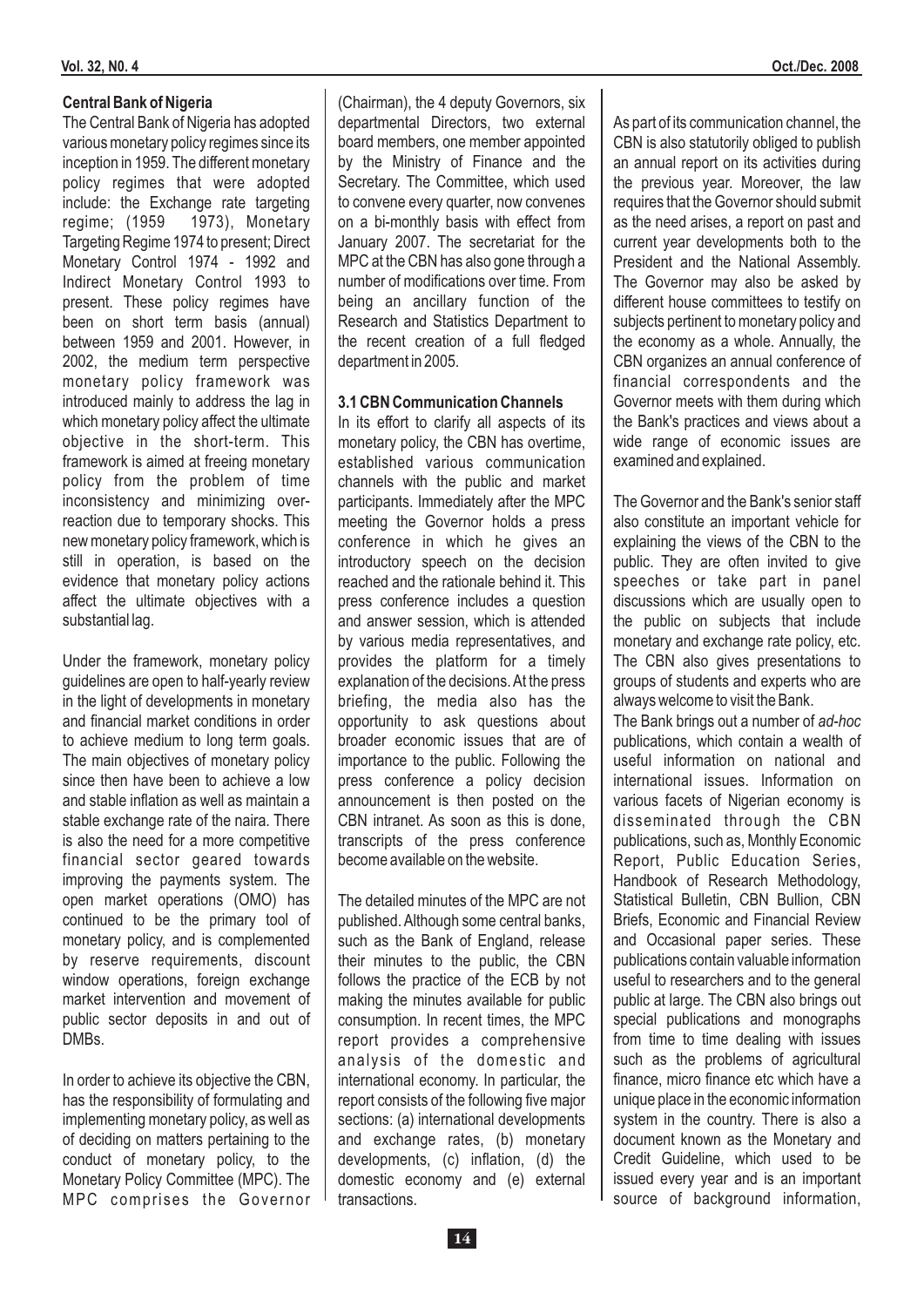**Central Bank of Nigeria**

The Central Bank of Nigeria has adopted various monetary policy regimes since its inception in 1959. The different monetary policy regimes that were adopted include: the Exchange rate targeting regime; (1959 1973), Monetary Targeting Regime 1974 to present; Direct Monetary Control 1974 - 1992 and Indirect Monetary Control 1993 to present. These policy regimes have been on short term basis (annual) between 1959 and 2001. However, in 2002, the medium term perspective monetary policy framework was introduced mainly to address the lag in which monetary policy affect the ultimate objective in the short-term. This framework is aimed at freeing monetary policy from the problem of time inconsistency and minimizing over-reaction due to temporary shocks. This new monetary policy framework, which is still in operation, is based on the evidence that monetary policy actions affect the ultimate objectives with a substantial lag.

Under the framework, monetary policy guidelines are open to half-yearly review in the light of developments in monetary and financial market conditions in order to achieve medium to long term goals. The main objectives of monetary policy since then have been to achieve a low and stable inflation as well as maintain a stable exchange rate of the naira. There is also the need for a more competitive financial sector geared towards improving the payments system. The open market operations (OMO) has continued to be the primary tool of monetary policy, and is complemented by reserve requirements, discount window operations, foreign exchange market intervention and movement of public sector deposits in and out of DMBs.

In order to achieve its objective the CBN, has the responsibility of formulating and implementing monetary policy, as well as of deciding on matters pertaining to the conduct of monetary policy, to the Monetary Policy Committee (MPC). The MPC comprises the Governor (Chairman), the 4 deputy Governors, six departmental Directors, two external board members, one member appointed by the Ministry of Finance and the Secretary. The Committee, which used to convene every quarter, now convenes on a bi-monthly basis with effect from January 2007. The secretariat for the MPC at the CBN has also gone through a number of modifications over time. From being an ancillary function of the Research and Statistics Department to the recent creation of a full fledged department in 2005.

### 3.1 CBN Communication Channels

In its effort to clarify all aspects of its monetary policy, the CBN has overtime, established various communication channels with the public and market participants. Immediately after the MPC meeting the Governor holds a press conference in which he gives an introductory speech on the decision reached and the rationale behind it. This press conference includes a question and answer session, which is attended by various media representatives, and provides the platform for a timely explanation of the decisions. At the press briefing, the media also has the opportunity to ask questions about broader economic issues that are of importance to the public. Following the press conference a policy decision announcement is then posted on the CBN intranet. As soon as this is done, transcripts of the press conference become available on the website.

The detailed minutes of the MPC are not published. Although some central banks, such as the Bank of England, release their minutes to the public, the CBN follows the practice of the ECB by not making the minutes available for public consumption. In recent times, the MPC report provides a comprehensive analysis of the domestic and international economy. In particular, the report consists of the following five major sections: (a) international developments and exchange rates, (b) monetary developments, (c) inflation, (d) the domestic economy and (e) external transactions.

As part of its communication channel, the CBN is also statutorily obliged to publish an annual report on its activities during the previous year. Moreover, the law requires that the Governor should submit as the need arises, a report on past and current year developments both to the President and the National Assembly. The Governor may also be asked by different house committees to testify on subjects pertinent to monetary policy and the economy as a whole. Annually, the CBN organizes an annual conference of financial correspondents and the Governor meets with them during which the Bank's practices and views about a wide range of economic issues are examined and explained.

The Governor and the Bank's senior staff also constitute an important vehicle for explaining the views of the CBN to the public. They are often invited to give speeches or take part in panel discussions which are usually open to the public on subjects that include monetary and exchange rate policy, etc. The CBN also gives presentations to groups of students and experts who are always welcome to visit the Bank.

The Bank brings out a number of *ad-hoc* publications, which contain a wealth of useful information on national and international issues. Information on various facets of Nigerian economy is disseminated through the CBN publications, such as, Monthly Economic Report, Public Education Series, Handbook of Research Methodology, Statistical Bulletin, CBN Bullion, CBN Briefs, Economic and Financial Review and Occasional paper series. These publications contain valuable information useful to researchers and to the general public at large. The CBN also brings out special publications and monographs from time to time dealing with issues such as the problems of agricultural finance, micro finance etc which have a unique place in the economic information system in the country. There is also a document known as the Monetary and Credit Guideline, which used to be issued every year and is an important source of background information,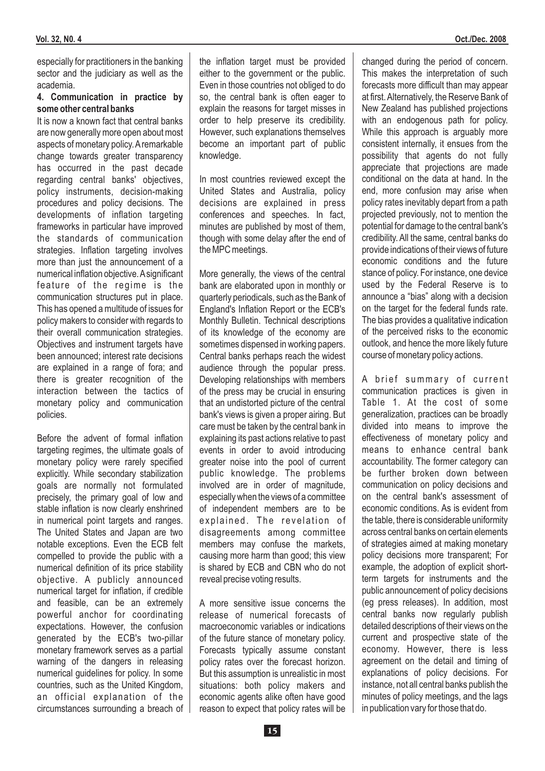especially for practitioners in the banking sector and the judiciary as well as the academia.

**4. Communication in practice by some other central banks**

It is now a known fact that central banks are now generally more open about most aspects of monetary policy. A remarkable change towards greater transparency has occurred in the past decade regarding central banks' objectives, policy instruments, decision-making procedures and policy decisions. The developments of inflation targeting frameworks in particular have improved the standards of communication strategies. Inflation targeting involves more than just the announcement of a numerical inflation objective. A significant feature of the regime is the communication structures put in place. This has opened a multitude of issues for policy makers to consider with regards to their overall communication strategies. Objectives and instrument targets have been announced; interest rate decisions are explained in a range of fora; and there is greater recognition of the interaction between the tactics of monetary policy and communication policies.

Before the advent of formal inflation targeting regimes, the ultimate goals of monetary policy were rarely specified explicitly. While secondary stabilization goals are normally not formulated precisely, the primary goal of low and stable inflation is now clearly enshrined in numerical point targets and ranges. The United States and Japan are two notable exceptions. Even the ECB felt compelled to provide the public with a numerical definition of its price stability objective. A publicly announced numerical target for inflation, if credible and feasible, can be an extremely powerful anchor for coordinating expectations. However, the confusion generated by the ECB's two-pillar monetary framework serves as a partial warning of the dangers in releasing numerical guidelines for policy. In some countries, such as the United Kingdom, an official explanation of the circumstances surrounding a breach of the inflation target must be provided either to the government or the public. Even in those countries not obliged to do so, the central bank is often eager to explain the reasons for target misses in order to help preserve its credibility. However, such explanations themselves become an important part of public knowledge.

In most countries reviewed except the United States and Australia, policy decisions are explained in press conferences and speeches. In fact, minutes are published by most of them, though with some delay after the end of the MPC meetings.

More generally, the views of the central bank are elaborated upon in monthly or quarterly periodicals, such as the Bank of England's Inflation Report or the ECB's Monthly Bulletin. Technical descriptions of its knowledge of the economy are sometimes dispensed in working papers. Central banks perhaps reach the widest audience through the popular press. Developing relationships with members of the press may be crucial in ensuring that an undistorted picture of the central bank's views is given a proper airing. But care must be taken by the central bank in explaining its past actions relative to past events in order to avoid introducing greater noise into the pool of current public knowledge. The problems involved are in order of magnitude, especially when the views of a committee of independent members are to be explained. The revelation of disagreements among committee members may confuse the markets, causing more harm than good; this view is shared by ECB and CBN who do not reveal precise voting results.

A more sensitive issue concerns the release of numerical forecasts of macroeconomic variables or indications of the future stance of monetary policy. Forecasts typically assume constant policy rates over the forecast horizon. But this assumption is unrealistic in most situations: both policy makers and economic agents alike often have good reason to expect that policy rates will be changed during the period of concern. This makes the interpretation of such forecasts more difficult than may appear at first. Alternatively, the Reserve Bank of New Zealand has published projections with an endogenous path for policy. While this approach is arguably more consistent internally, it ensues from the possibility that agents do not fully appreciate that projections are made conditional on the data at hand. In the end, more confusion may arise when policy rates inevitably depart from a path projected previously, not to mention the potential for damage to the central bank's credibility. All the same, central banks do provide indications of their views of future economic conditions and the future stance of policy. For instance, one device used by the Federal Reserve is to announce a "bias" along with a decision on the target for the federal funds rate. The bias provides a qualitative indication of the perceived risks to the economic outlook, and hence the more likely future course of monetary policy actions.

A brief summary of current communication practices is given in Table 1. At the cost of some generalization, practices can be broadly divided into means to improve the effectiveness of monetary policy and means to enhance central bank accountability. The former category can be further broken down between communication on policy decisions and on the central bank's assessment of economic conditions. As is evident from the table, there is considerable uniformity across central banks on certain elements of strategies aimed at making monetary policy decisions more transparent; For example, the adoption of explicit short-term targets for instruments and the public announcement of policy decisions (eg press releases). In addition, most central banks now regularly publish detailed descriptions of their views on the current and prospective state of the economy. However, there is less agreement on the detail and timing of explanations of policy decisions. For instance, not all central banks publish the minutes of policy meetings, and the lags in publication vary for those that do.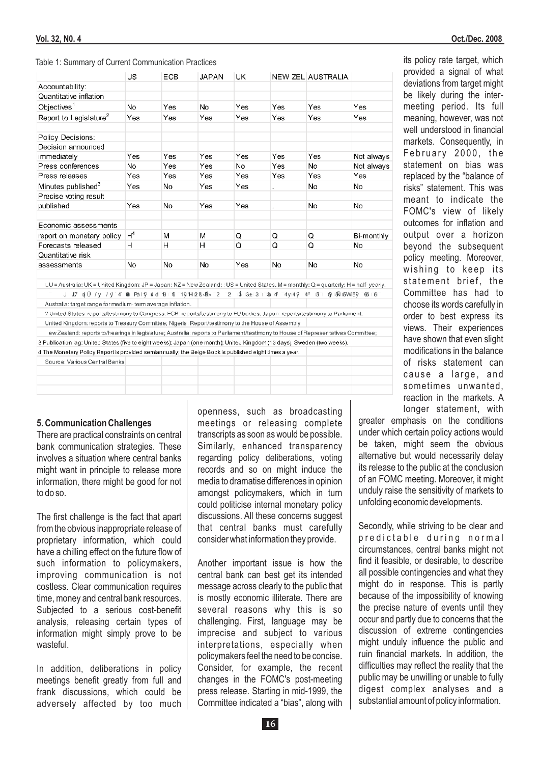Table 1: Summary of Current Communication Practices

| | US | ECB | JAPAN | UK | NEW ZEL | AUSTRALIA | |
|---|---|---|---|---|---|---|---|
| Accountability: | | | | | | | |
| Quantitative inflation Objectives[1] | No | Yes | No | Yes | Yes | Yes | Yes |
| Report to Legislature[2] | Yes | Yes | Yes | Yes | Yes | Yes | Yes |
| Policy Decisions: | | | | | | | |
| Decision announced immediately | Yes | Yes | Yes | Yes | Yes | Yes | Not always |
| Press conferences | No | Yes | Yes | No | Yes | No | Not always |
| Press releases | Yes | Yes | Yes | Yes | Yes | Yes | Yes |
| Minutes published[3] | Yes | No | Yes | Yes | . | No | No |
| Precise voting result published | Yes | No | Yes | Yes | . | No | No |
| Economic assessments report on monetary policy | H[4] | M | M | Q | Q | Q | Bi-monthly |
| Forecasts released | H | H | H | Q | Q | Q | No |
| Quantitative risk assessments | No | No | No | Yes | No | No | No |

_U = Australia; UK = United Kingdom; JP = Japan; NZ = New Zealand; ; US = United States. M = monthly; Q = quarterly; H = half-yearly.

Australia: target range for medium- term average inflation.

2 United States: reports/testimony to Congress; ECB: reports/testimony to EU bodies; Japan: reports/testimony to Parliament; United Kingdom: reports to Treasury Committee; Nigeria: Report/testimony to the House of Assembly

ew Zealand: reports to/hearings in legislature; Australia: reports to Parliament/testimony to House of Representatives Committee;

3 Publication lag: United States (five to eight weeks); Japan (one month); United Kingdom (13 days); Sweden (two weeks).

4 The Monetary Policy Report is provided semiannually; the Beige Book is published eight times a year.

Source: Various Central Banks

its policy rate target, which provided a signal of what deviations from target might be likely during the inter-meeting period. Its full meaning, however, was not well understood in financial markets. Consequently, in February 2000, the statement on bias was replaced by the "balance of risks" statement. This was meant to indicate the FOMC's view of likely outcomes for inflation and output over a horizon beyond the subsequent policy meeting. Moreover, wishing to keep its statement brief, the Committee has had to choose its words carefully in order to best express its views. Their experiences have shown that even slight modifications in the balance of risks statement can cause a large, and sometimes unwanted, reaction in the markets. A longer statement, with greater emphasis on the conditions under which certain policy actions would be taken, might seem the obvious alternative but would necessarily delay its release to the public at the conclusion of an FOMC meeting. Moreover, it might unduly raise the sensitivity of markets to unfolding economic developments.

Secondly, while striving to be clear and predictable during normal circumstances, central banks might not find it feasible, or desirable, to describe all possible contingencies and what they might do in response. This is partly because of the impossibility of knowing the precise nature of events until they occur and partly due to concerns that the discussion of extreme contingencies might unduly influence the public and ruin financial markets. In addition, the difficulties may reflect the reality that the public may be unwilling or unable to fully digest complex analyses and a substantial amount of policy information.

## 5. Communication Challenges

There are practical constraints on central bank communication strategies. These involves a situation where central banks might want in principle to release more information, there might be good for not to do so.

The first challenge is the fact that apart from the obvious inappropriate release of proprietary information, which could have a chilling effect on the future flow of such information to policymakers, improving communication is not costless. Clear communication requires time, money and central bank resources. Subjected to a serious cost-benefit analysis, releasing certain types of information might simply prove to be wasteful.

In addition, deliberations in policy meetings benefit greatly from full and frank discussions, which could be adversely affected by too much openness, such as broadcasting meetings or releasing complete transcripts as soon as would be possible. Similarly, enhanced transparency regarding policy deliberations, voting records and so on might induce the media to dramatise differences in opinion amongst policymakers, which in turn could politicise internal monetary policy discussions. All these concerns suggest that central banks must carefully consider what information they provide.

Another important issue is how the central bank can best get its intended message across clearly to the public that is mostly economic illiterate. There are several reasons why this is so challenging. First, language may be imprecise and subject to various interpretations, especially when policymakers feel the need to be concise. Consider, for example, the recent changes in the FOMC's post-meeting press release. Starting in mid-1999, the Committee indicated a "bias", along with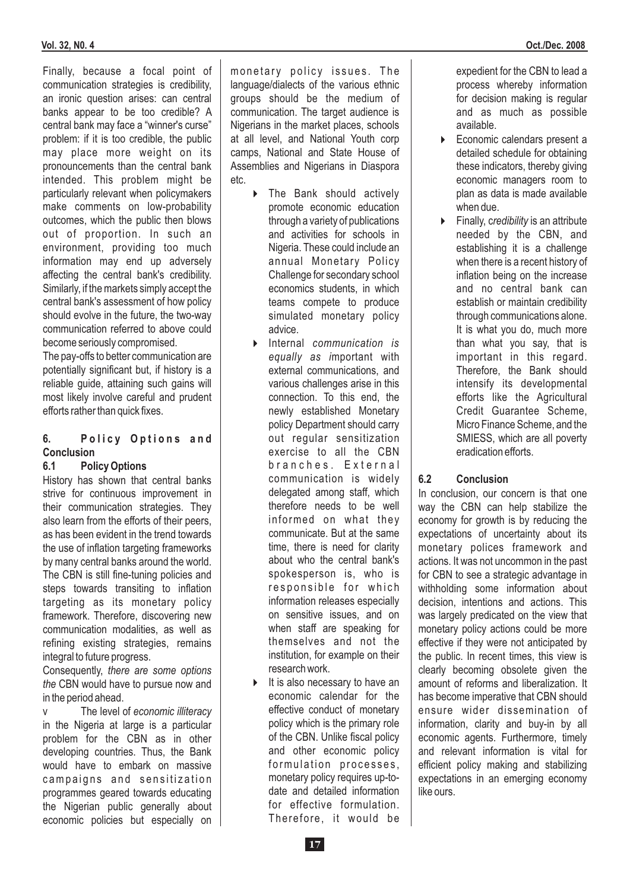Finally, because a focal point of communication strategies is credibility, an ironic question arises: can central banks appear to be too credible? A central bank may face a "winner's curse" problem: if it is too credible, the public may place more weight on its pronouncements than the central bank intended. This problem might be particularly relevant when policymakers make comments on low-probability outcomes, which the public then blows out of proportion. In such an environment, providing too much information may end up adversely affecting the central bank's credibility. Similarly, if the markets simply accept the central bank's assessment of how policy should evolve in the future, the two-way communication referred to above could become seriously compromised.

The pay-offs to better communication are potentially significant but, if history is a reliable guide, attaining such gains will most likely involve careful and prudent efforts rather than quick fixes.

## 6. Policy Options and Conclusion

### 6.1 Policy Options

History has shown that central banks strive for continuous improvement in their communication strategies. They also learn from the efforts of their peers, as has been evident in the trend towards the use of inflation targeting frameworks by many central banks around the world. The CBN is still fine-tuning policies and steps towards transiting to inflation targeting as its monetary policy framework. Therefore, discovering new communication modalities, as well as refining existing strategies, remains integral to future progress.

Consequently, *there are some options the* CBN would have to pursue now and in the period ahead.

- The level of *economic illiteracy* in the Nigeria at large is a particular problem for the CBN as in other developing countries. Thus, the Bank would have to embark on massive campaigns and sensitization programmes geared towards educating the Nigerian public generally about economic policies but especially on monetary policy issues. The language/dialects of the various ethnic groups should be the medium of communication. The target audience is Nigerians in the market places, schools at all level, and National Youth corp camps, National and State House of Assemblies and Nigerians in Diaspora etc.
  - The Bank should actively promote economic education through a variety of publications and activities for schools in Nigeria. These could include an annual Monetary Policy Challenge for secondary school economics students, in which teams compete to produce simulated monetary policy advice.
  - Internal *communication is equally as i*mportant with external communications, and various challenges arise in this connection. To this end, the newly established Monetary policy Department should carry out regular sensitization exercise to all the CBN branches. External communication is widely delegated among staff, which therefore needs to be well informed on what they communicate. But at the same time, there is need for clarity about who the central bank's spokesperson is, who is responsible for which information releases especially on sensitive issues, and on when staff are speaking for themselves and not the institution, for example on their research work.
  - It is also necessary to have an economic calendar for the effective conduct of monetary policy which is the primary role of the CBN. Unlike fiscal policy and other economic policy formulation processes, monetary policy requires up-to-date and detailed information for effective formulation. Therefore, it would be expedient for the CBN to lead a process whereby information for decision making is regular and as much as possible available.
  - Economic calendars present a detailed schedule for obtaining these indicators, thereby giving economic managers room to plan as data is made available when due.
  - Finally, *credibility* is an attribute needed by the CBN, and establishing it is a challenge when there is a recent history of inflation being on the increase and no central bank can establish or maintain credibility through communications alone. It is what you do, much more than what you say, that is important in this regard. Therefore, the Bank should intensify its developmental efforts like the Agricultural Credit Guarantee Scheme, Micro Finance Scheme, and the SMIESS, which are all poverty eradication efforts.

### 6.2 Conclusion

In conclusion, our concern is that one way the CBN can help stabilize the economy for growth is by reducing the expectations of uncertainty about its monetary polices framework and actions. It was not uncommon in the past for CBN to see a strategic advantage in withholding some information about decision, intentions and actions. This was largely predicated on the view that monetary policy actions could be more effective if they were not anticipated by the public. In recent times, this view is clearly becoming obsolete given the amount of reforms and liberalization. It has become imperative that CBN should ensure wider dissemination of information, clarity and buy-in by all economic agents. Furthermore, timely and relevant information is vital for efficient policy making and stabilizing expectations in an emerging economy like ours.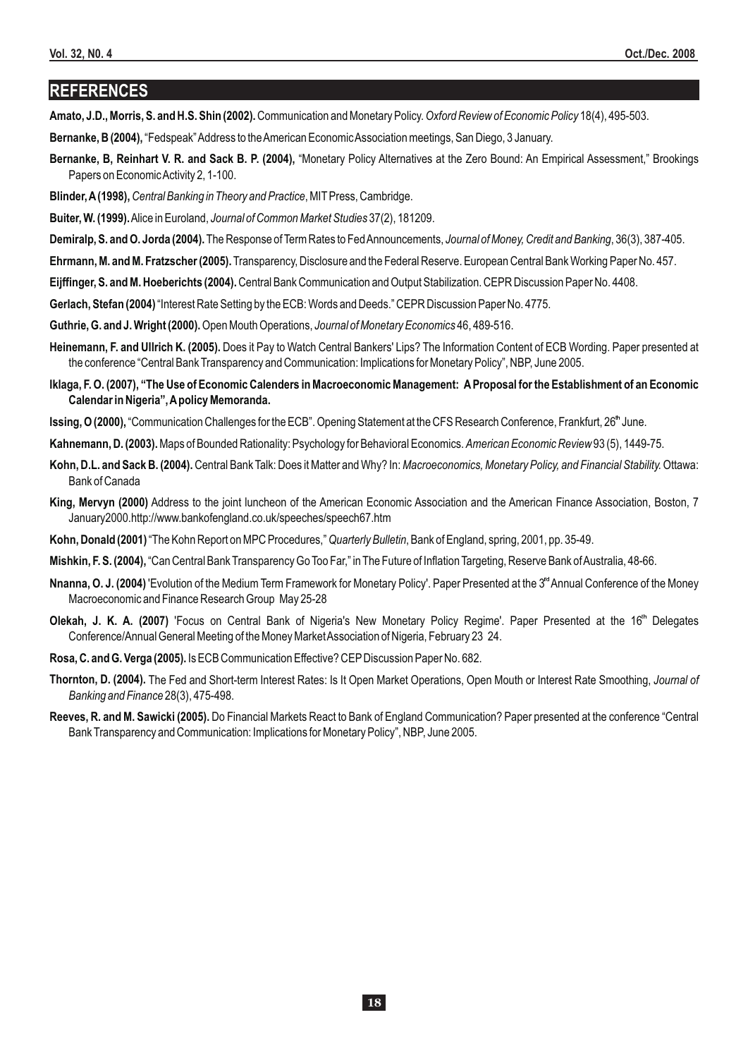## REFERENCES

**Amato, J.D., Morris, S. and H.S. Shin (2002).** Communication and Monetary Policy. *Oxford Review of Economic Policy* 18(4), 495-503.

**Bernanke, B (2004),** "Fedspeak" Address to the American Economic Association meetings, San Diego, 3 January.

**Bernanke, B, Reinhart V. R. and Sack B. P. (2004),** "Monetary Policy Alternatives at the Zero Bound: An Empirical Assessment," Brookings Papers on Economic Activity 2, 1-100.

**Blinder, A (1998),** *Central Banking in Theory and Practice*, MIT Press, Cambridge.

**Buiter, W. (1999).** Alice in Euroland, *Journal of Common Market Studies* 37(2), 181209.

**Demiralp, S. and O. Jorda (2004).** The Response of Term Rates to Fed Announcements, *Journal of Money, Credit and Banking*, 36(3), 387-405.

**Ehrmann, M. and M. Fratzscher (2005).** Transparency, Disclosure and the Federal Reserve. European Central Bank Working Paper No. 457.

**Eijffinger, S. and M. Hoeberichts (2004).** Central Bank Communication and Output Stabilization. CEPR Discussion Paper No. 4408.

**Gerlach, Stefan (2004)** "Interest Rate Setting by the ECB: Words and Deeds." CEPR Discussion Paper No. 4775.

**Guthrie, G. and J. Wright (2000).** Open Mouth Operations, *Journal of Monetary Economics* 46, 489-516.

**Heinemann, F. and Ullrich K. (2005).** Does it Pay to Watch Central Bankers' Lips? The Information Content of ECB Wording. Paper presented at the conference "Central Bank Transparency and Communication: Implications for Monetary Policy", NBP, June 2005.

**Iklaga, F. O. (2007), "The Use of Economic Calenders in Macroeconomic Management: A Proposal for the Establishment of an Economic Calendar in Nigeria", A policy Memoranda.**

**Issing, O (2000),** "Communication Challenges for the ECB". Opening Statement at the CFS Research Conference, Frankfurt, 26th June.

**Kahnemann, D. (2003).** Maps of Bounded Rationality: Psychology for Behavioral Economics. *American Economic Review* 93 (5), 1449-75.

**Kohn, D.L. and Sack B. (2004).** Central Bank Talk: Does it Matter and Why? In: *Macroeconomics, Monetary Policy, and Financial Stability.* Ottawa: Bank of Canada

**King, Mervyn (2000)** Address to the joint luncheon of the American Economic Association and the American Finance Association, Boston, 7 January2000.http://www.bankofengland.co.uk/speeches/speech67.htm

**Kohn, Donald (2001)** "The Kohn Report on MPC Procedures," *Quarterly Bulletin*, Bank of England, spring, 2001, pp. 35-49.

**Mishkin, F. S. (2004),** "Can Central Bank Transparency Go Too Far," in The Future of Inflation Targeting, Reserve Bank of Australia, 48-66.

**Nnanna, O. J. (2004)** 'Evolution of the Medium Term Framework for Monetary Policy'. Paper Presented at the 3rd Annual Conference of the Money Macroeconomic and Finance Research Group May 25-28

**Olekah, J. K. A. (2007)** 'Focus on Central Bank of Nigeria's New Monetary Policy Regime'. Paper Presented at the 16th Delegates Conference/Annual General Meeting of the Money Market Association of Nigeria, February 23 24.

**Rosa, C. and G. Verga (2005).** Is ECB Communication Effective? CEP Discussion Paper No. 682.

**Thornton, D. (2004).** The Fed and Short-term Interest Rates: Is It Open Market Operations, Open Mouth or Interest Rate Smoothing, *Journal of Banking and Finance* 28(3), 475-498.

**Reeves, R. and M. Sawicki (2005).** Do Financial Markets React to Bank of England Communication? Paper presented at the conference "Central Bank Transparency and Communication: Implications for Monetary Policy", NBP, June 2005.